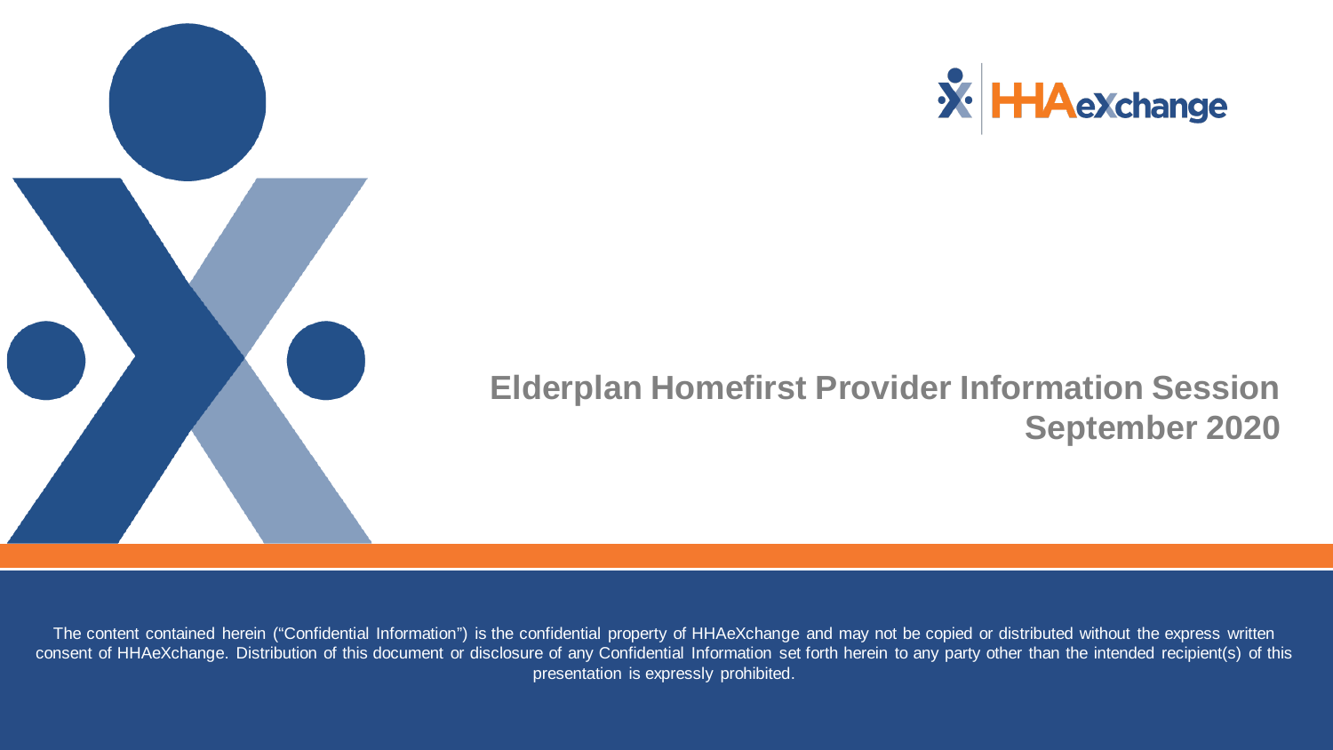# Elderplan Homefirst Provider Information Session
## September 2020

The content contained herein ("Confidential Information") is the confidential property of HHAeXchange and may not be copied or distributed without the express written consent of HHAeXchange. Distribution of this document or disclosure of any Confidential Information set forth herein to any party other than the intended recipient(s) of this presentation is expressly prohibited.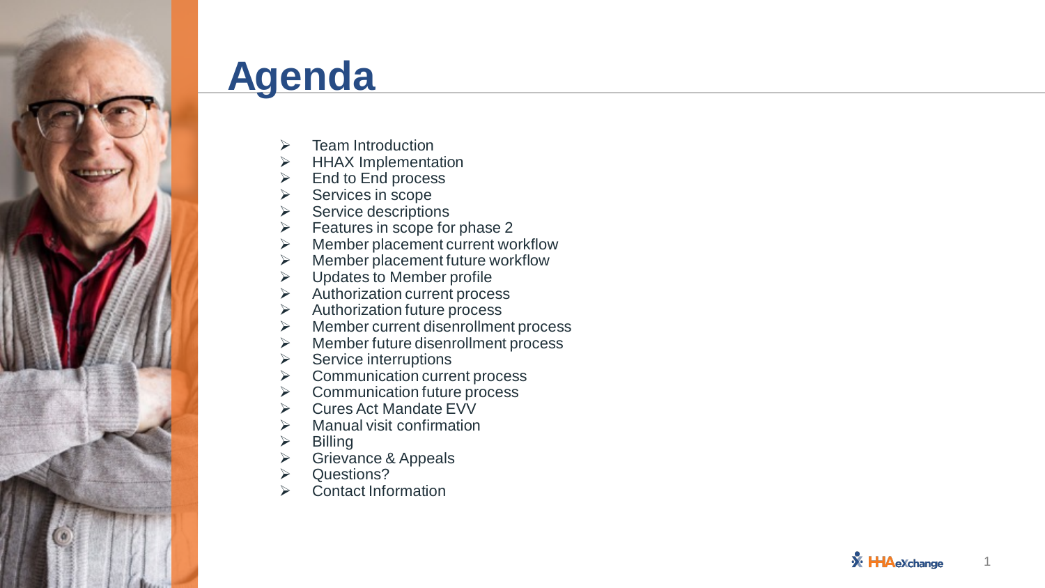# Agenda

- Team Introduction
- HHAX Implementation
- End to End process
- Services in scope
- Service descriptions
- Features in scope for phase 2
- Member placement current workflow
- Member placement future workflow
- Updates to Member profile
- Authorization current process
- Authorization future process
- Member current disenrollment process
- Member future disenrollment process
- Service interruptions
- Communication current process
- Communication future process
- Cures Act Mandate EVV
- Manual visit confirmation
- Billing
- Grievance & Appeals
- Questions?
- Contact Information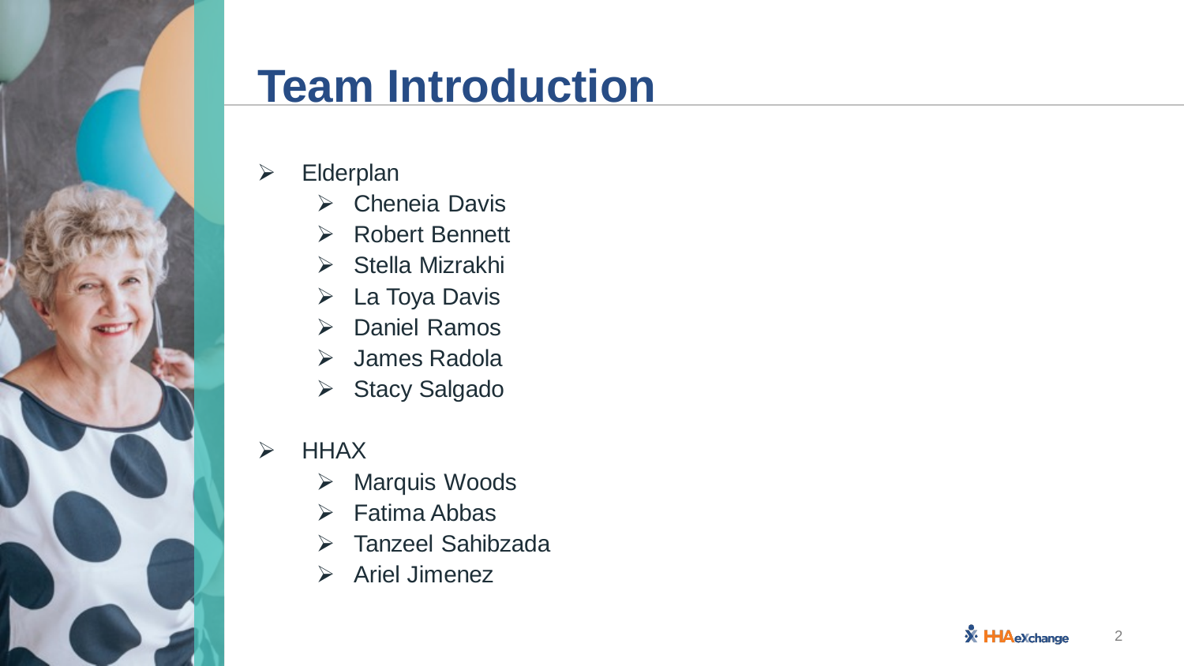# Team Introduction

- Elderplan
  - Cheneia Davis
  - Robert Bennett
  - Stella Mizrakhi
  - La Toya Davis
  - Daniel Ramos
  - James Radola
  - Stacy Salgado
- HHAX
  - Marquis Woods
  - Fatima Abbas
  - Tanzeel Sahibzada
  - Ariel Jimenez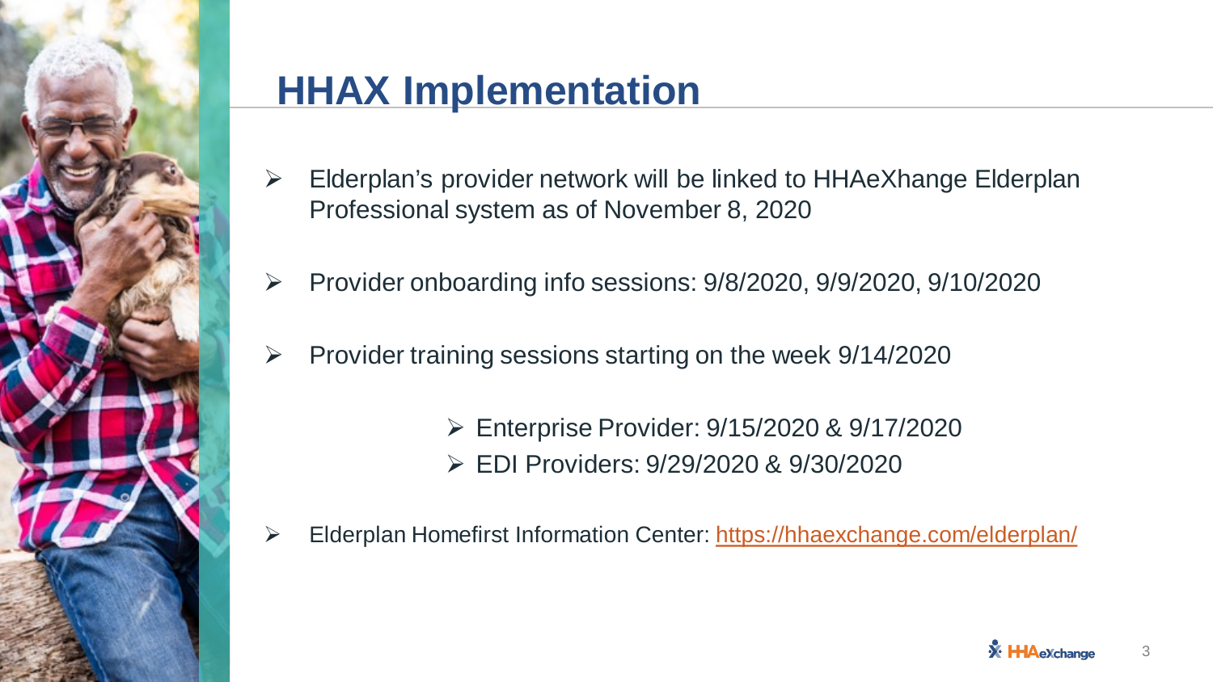# HHAX Implementation

- Elderplan's provider network will be linked to HHAeXhange Elderplan Professional system as of November 8, 2020
- Provider onboarding info sessions: 9/8/2020, 9/9/2020, 9/10/2020
- Provider training sessions starting on the week 9/14/2020
  - Enterprise Provider: 9/15/2020 & 9/17/2020
  - EDI Providers: 9/29/2020 & 9/30/2020
- Elderplan Homefirst Information Center: [https://hhaexchange.com/elderplan/](https://hhaexchange.com/elderplan/)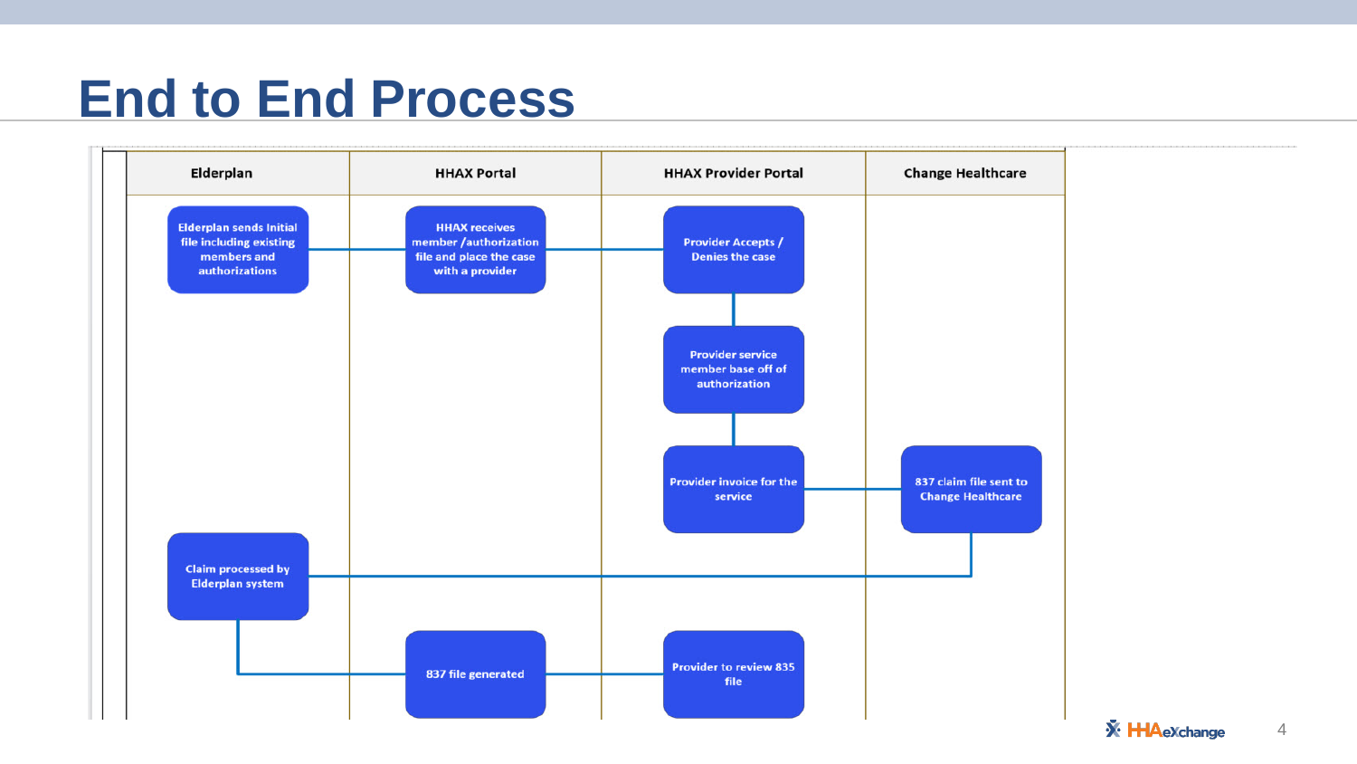# End to End Process

| Elderplan | HHAX Portal | HHAX Provider Portal | Change Healthcare |
| --- | --- | --- | --- |
| Elderplan sends Initial file including existing members and authorizations | HHAX receives member /authorization file and place the case with a provider | Provider Accepts / Denies the case | |
| | | Provider service member base off of authorization | |
| | | Provider invoice for the service | 837 claim file sent to Change Healthcare |
| Claim processed by Elderplan system | | | |
| | 837 file generated | Provider to review 835 file | |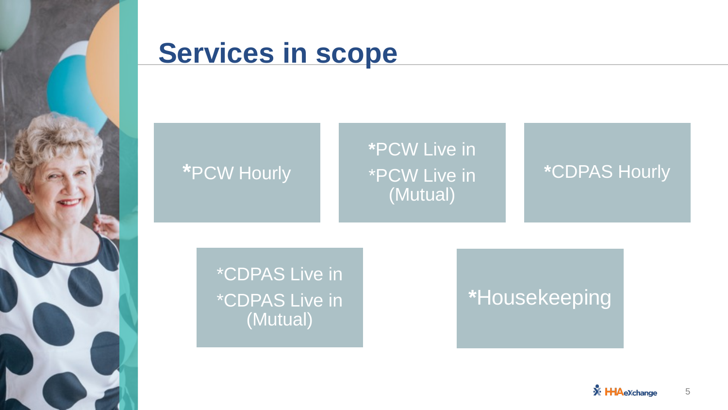# Services in scope

- *PCW Hourly
- *PCW Live in
- *PCW Live in (Mutual)
- *CDPAS Hourly
- *CDPAS Live in
- *CDPAS Live in (Mutual)
- *Housekeeping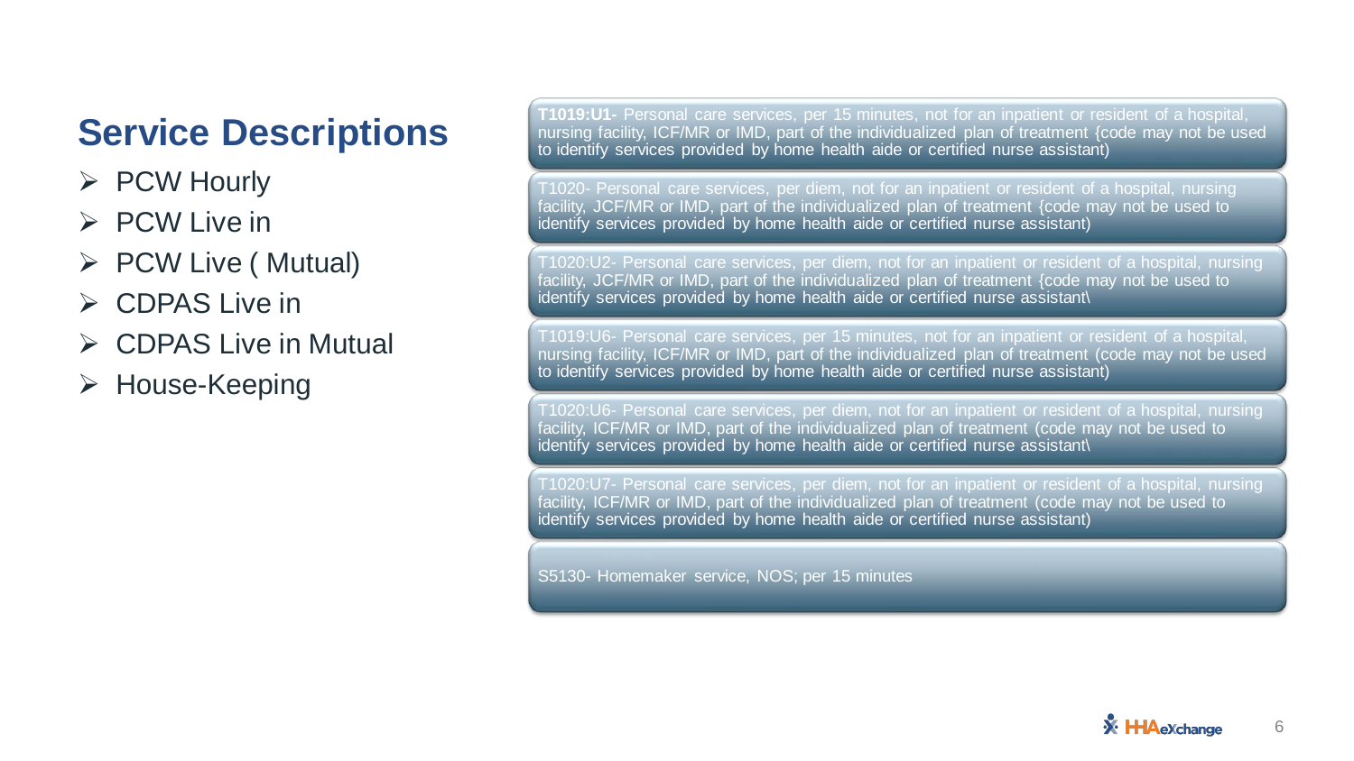# Service Descriptions

- PCW Hourly
- PCW Live in
- PCW Live ( Mutual)
- CDPAS Live in
- CDPAS Live in Mutual
- House-Keeping

**T1019:U1-** Personal care services, per 15 minutes, not for an inpatient or resident of a hospital, nursing facility, ICF/MR or IMD, part of the individualized plan of treatment {code may not be used to identify services provided by home health aide or certified nurse assistant)

T1020- Personal care services, per diem, not for an inpatient or resident of a hospital, nursing facility, JCF/MR or IMD, part of the individualized plan of treatment {code may not be used to identify services provided by home health aide or certified nurse assistant)

T1020:U2- Personal care services, per diem, not for an inpatient or resident of a hospital, nursing facility, JCF/MR or IMD, part of the individualized plan of treatment {code may not be used to identify services provided by home health aide or certified nurse assistant\

T1019:U6- Personal care services, per 15 minutes, not for an inpatient or resident of a hospital, nursing facility, ICF/MR or IMD, part of the individualized plan of treatment (code may not be used to identify services provided by home health aide or certified nurse assistant)

T1020:U6- Personal care services, per diem, not for an inpatient or resident of a hospital, nursing facility, ICF/MR or IMD, part of the individualized plan of treatment (code may not be used to identify services provided by home health aide or certified nurse assistant\

T1020:U7- Personal care services, per diem, not for an inpatient or resident of a hospital, nursing facility, ICF/MR or IMD, part of the individualized plan of treatment (code may not be used to identify services provided by home health aide or certified nurse assistant)

S5130- Homemaker service, NOS; per 15 minutes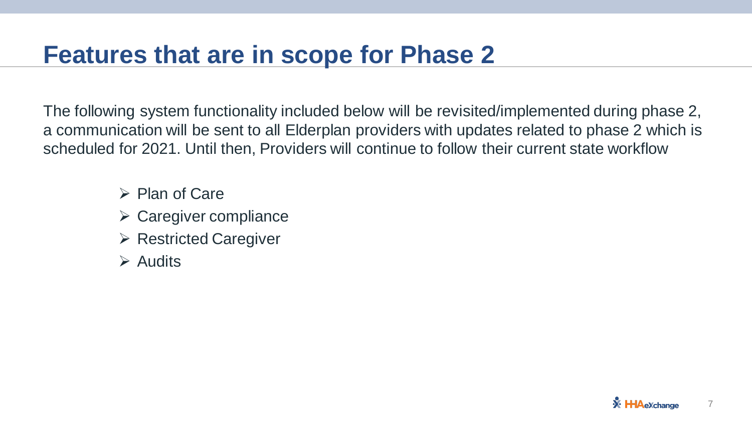# Features that are in scope for Phase 2

The following system functionality included below will be revisited/implemented during phase 2, a communication will be sent to all Elderplan providers with updates related to phase 2 which is scheduled for 2021. Until then, Providers will continue to follow their current state workflow

- Plan of Care
- Caregiver compliance
- Restricted Caregiver
- Audits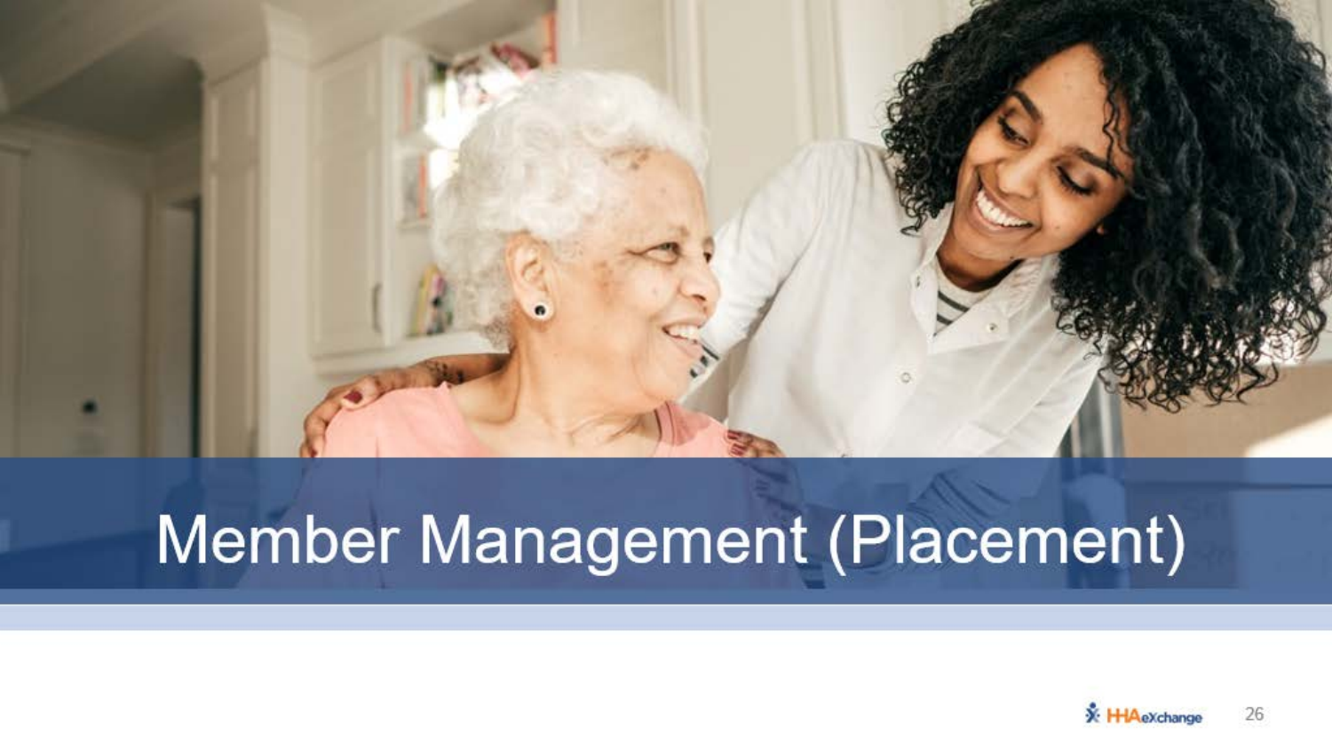# Member Management (Placement)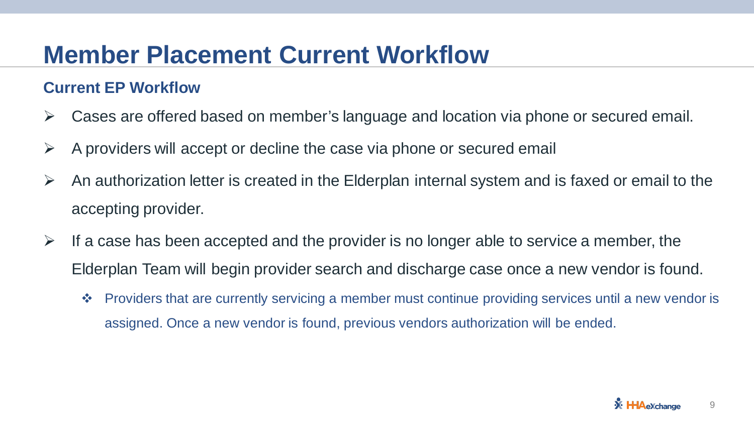# Member Placement Current Workflow

## Current EP Workflow

- Cases are offered based on member's language and location via phone or secured email.
- A providers will accept or decline the case via phone or secured email
- An authorization letter is created in the Elderplan internal system and is faxed or email to the accepting provider.
- If a case has been accepted and the provider is no longer able to service a member, the Elderplan Team will begin provider search and discharge case once a new vendor is found.
  - Providers that are currently servicing a member must continue providing services until a new vendor is assigned. Once a new vendor is found, previous vendors authorization will be ended.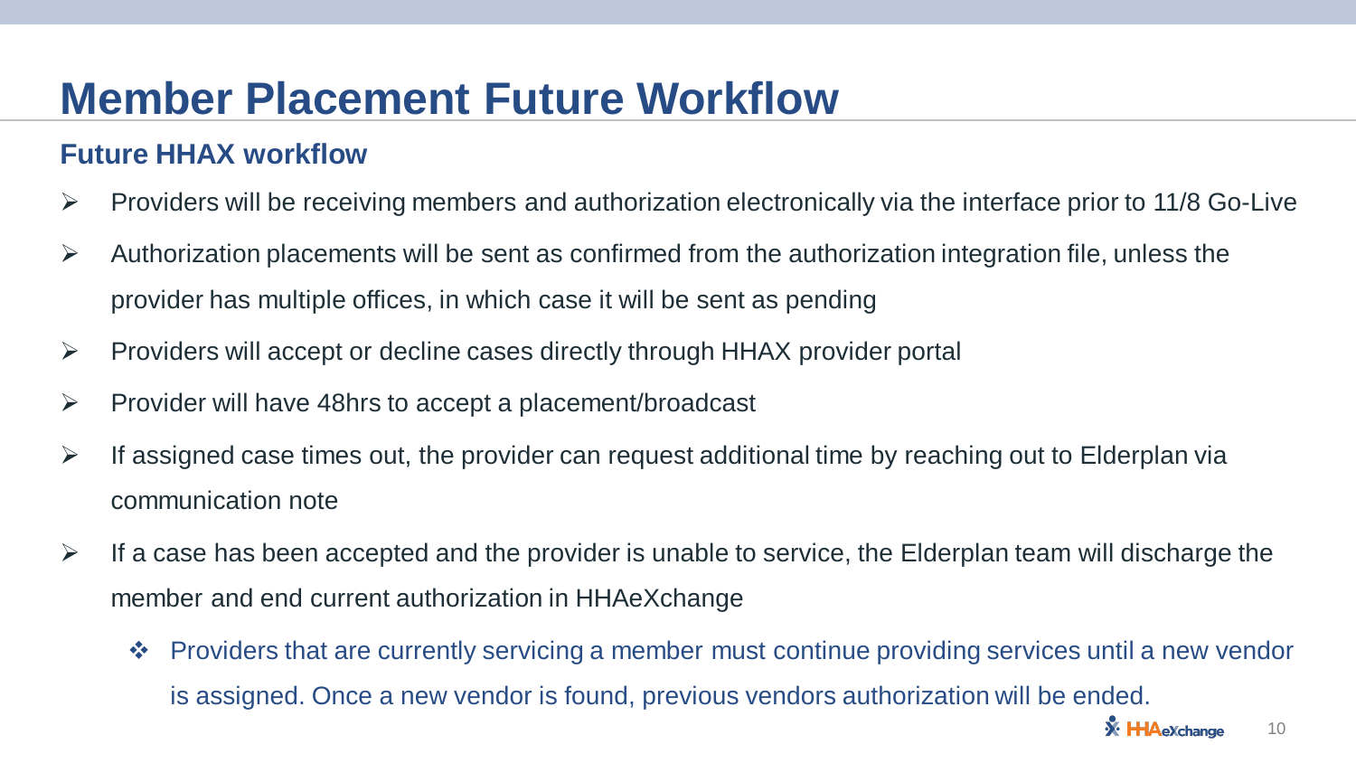# Member Placement Future Workflow

## Future HHAX workflow

- Providers will be receiving members and authorization electronically via the interface prior to 11/8 Go-Live
- Authorization placements will be sent as confirmed from the authorization integration file, unless the provider has multiple offices, in which case it will be sent as pending
- Providers will accept or decline cases directly through HHAX provider portal
- Provider will have 48hrs to accept a placement/broadcast
- If assigned case times out, the provider can request additional time by reaching out to Elderplan via communication note
- If a case has been accepted and the provider is unable to service, the Elderplan team will discharge the member and end current authorization in HHAeXchange
  - Providers that are currently servicing a member must continue providing services until a new vendor is assigned. Once a new vendor is found, previous vendors authorization will be ended.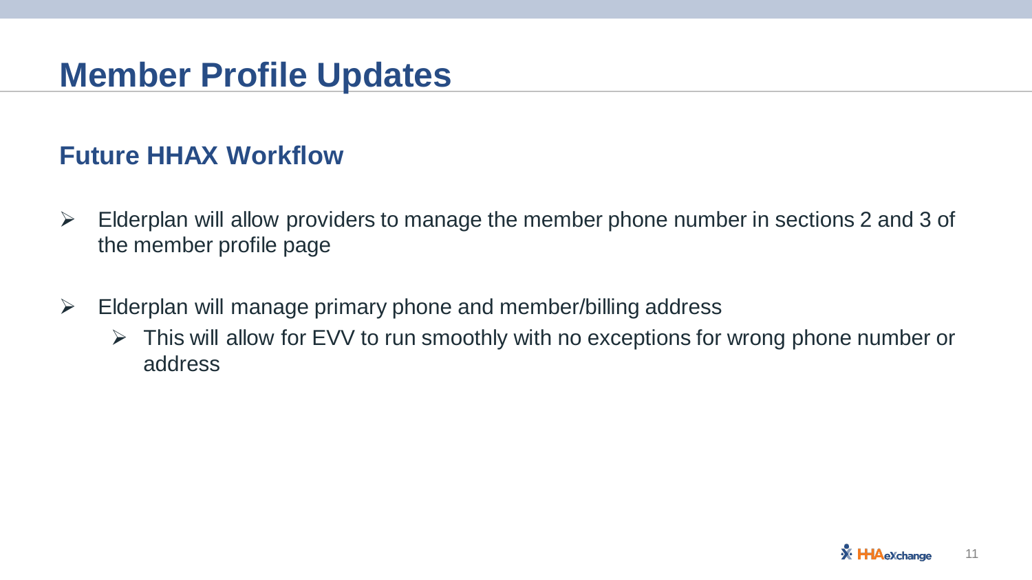# Member Profile Updates

## Future HHAX Workflow

- Elderplan will allow providers to manage the member phone number in sections 2 and 3 of the member profile page
- Elderplan will manage primary phone and member/billing address
  - This will allow for EVV to run smoothly with no exceptions for wrong phone number or address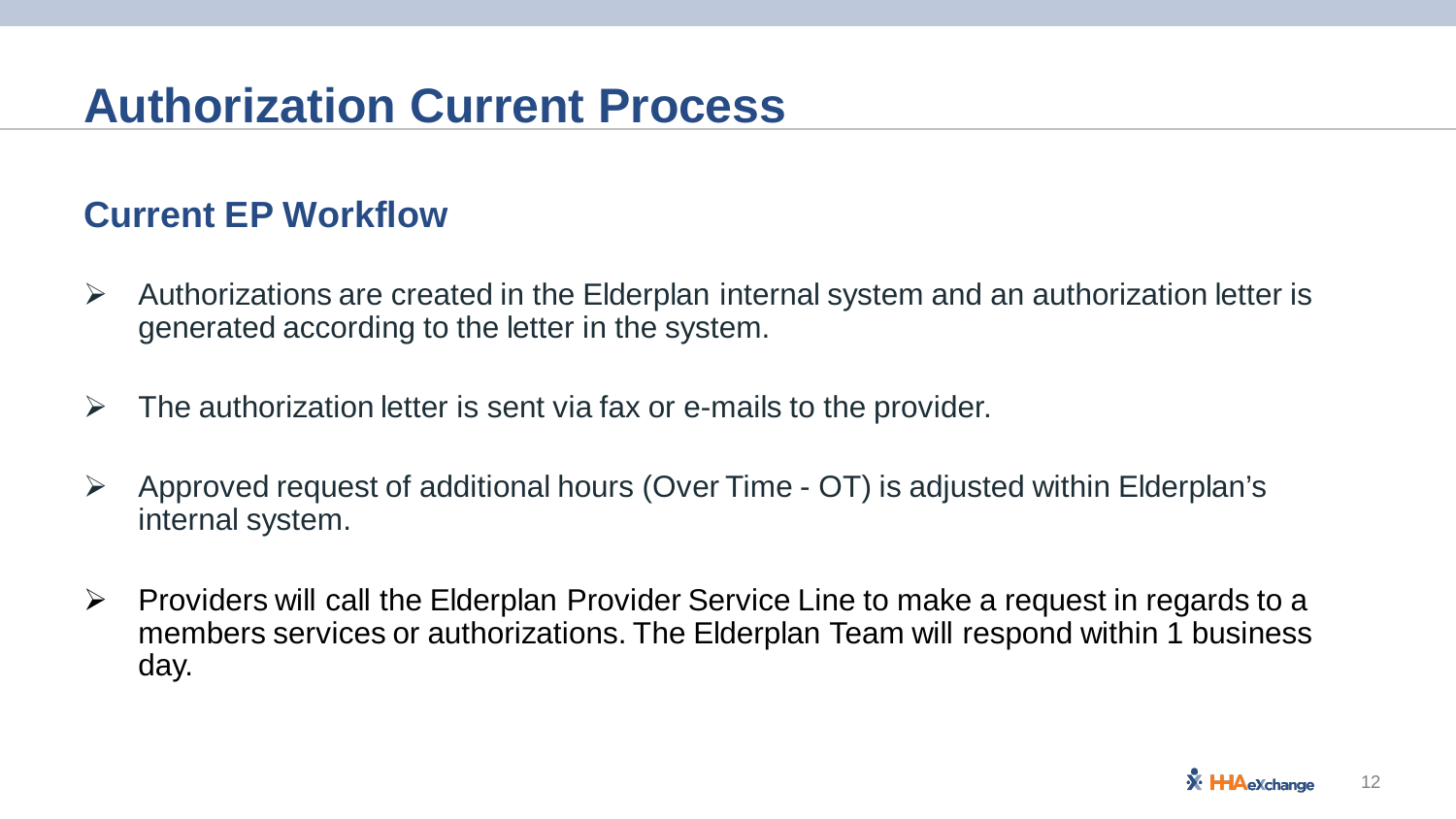# Authorization Current Process

## Current EP Workflow

- Authorizations are created in the Elderplan internal system and an authorization letter is generated according to the letter in the system.
- The authorization letter is sent via fax or e-mails to the provider.
- Approved request of additional hours (Over Time - OT) is adjusted within Elderplan's internal system.
- Providers will call the Elderplan Provider Service Line to make a request in regards to a members services or authorizations. The Elderplan Team will respond within 1 business day.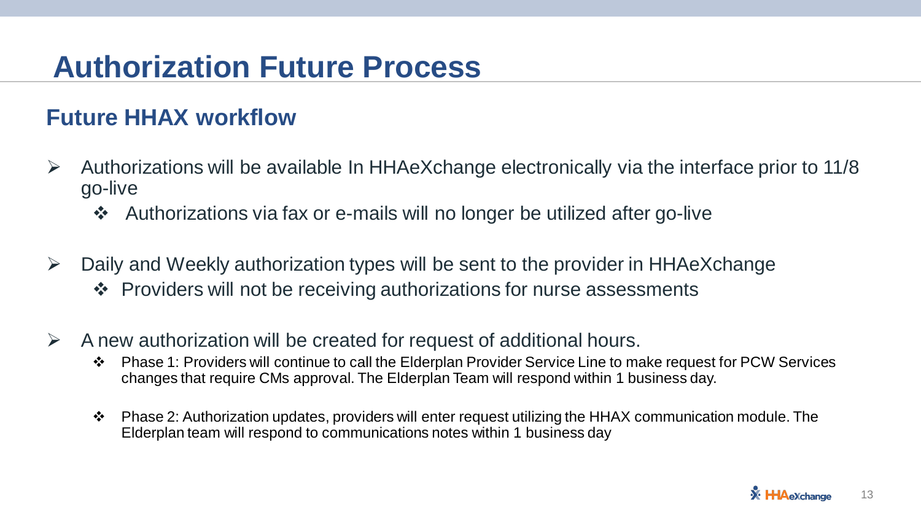# Authorization Future Process

## Future HHAX workflow

- Authorizations will be available In HHAeXchange electronically via the interface prior to 11/8 go-live
  - Authorizations via fax or e-mails will no longer be utilized after go-live
- Daily and Weekly authorization types will be sent to the provider in HHAeXchange
  - Providers will not be receiving authorizations for nurse assessments
- A new authorization will be created for request of additional hours.
  - Phase 1: Providers will continue to call the Elderplan Provider Service Line to make request for PCW Services changes that require CMs approval. The Elderplan Team will respond within 1 business day.
  - Phase 2: Authorization updates, providers will enter request utilizing the HHAX communication module. The Elderplan team will respond to communications notes within 1 business day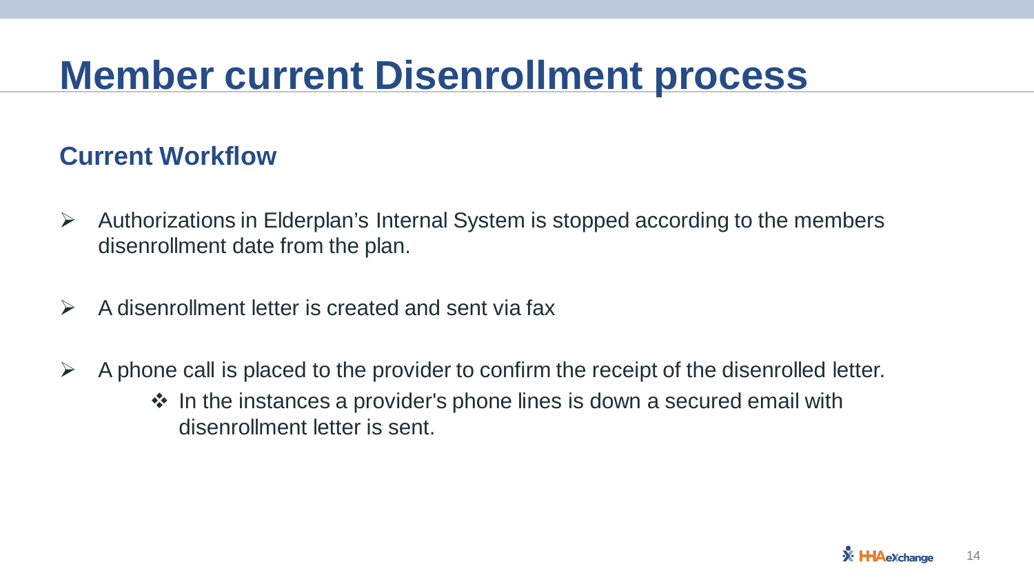# Member current Disenrollment process

## Current Workflow

- Authorizations in Elderplan's Internal System is stopped according to the members disenrollment date from the plan.
- A disenrollment letter is created and sent via fax
- A phone call is placed to the provider to confirm the receipt of the disenrolled letter.
  - In the instances a provider's phone lines is down a secured email with disenrollment letter is sent.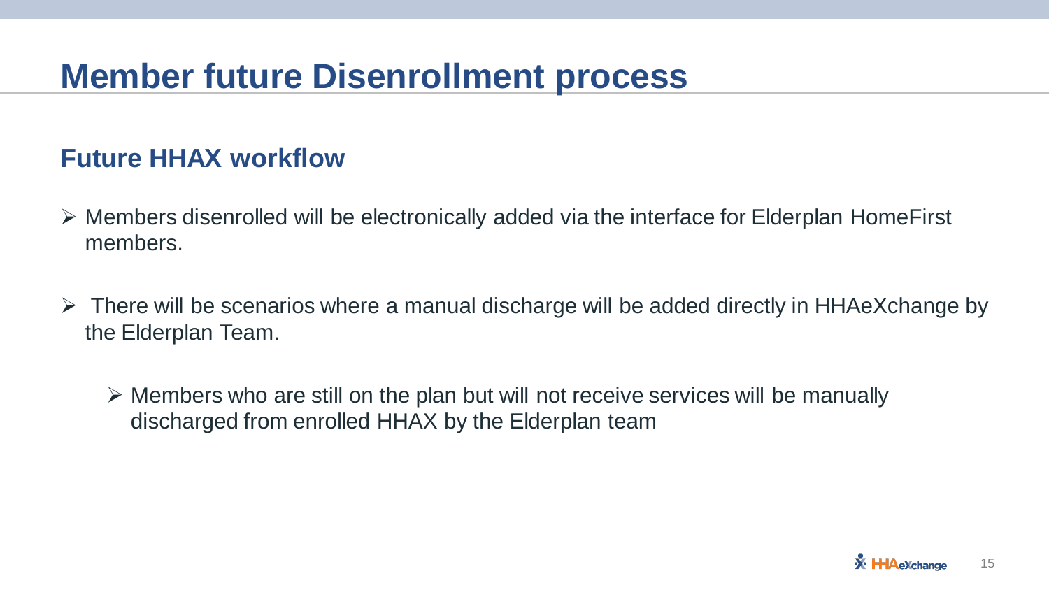# Member future Disenrollment process

## Future HHAX workflow

- Members disenrolled will be electronically added via the interface for Elderplan HomeFirst members.
- There will be scenarios where a manual discharge will be added directly in HHAeXchange by the Elderplan Team.
  - Members who are still on the plan but will not receive services will be manually discharged from enrolled HHAX by the Elderplan team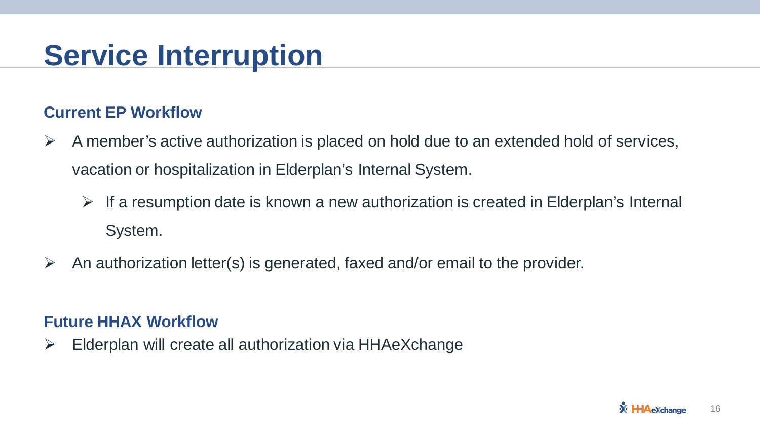# Service Interruption

## Current EP Workflow

- A member's active authorization is placed on hold due to an extended hold of services, vacation or hospitalization in Elderplan's Internal System.
  - If a resumption date is known a new authorization is created in Elderplan's Internal System.
- An authorization letter(s) is generated, faxed and/or email to the provider.

## Future HHAX Workflow

- Elderplan will create all authorization via HHAeXchange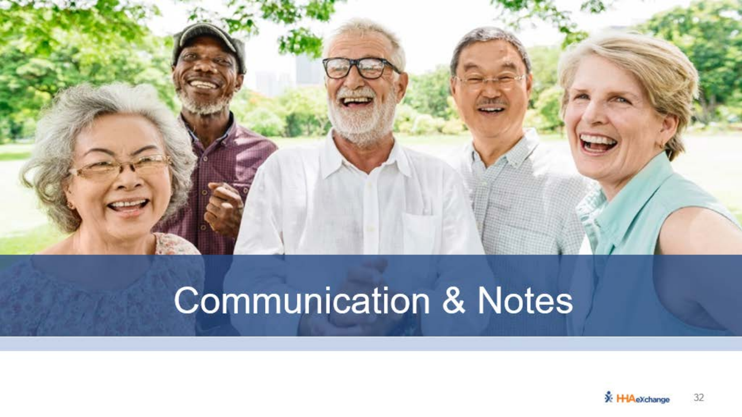# Communication & Notes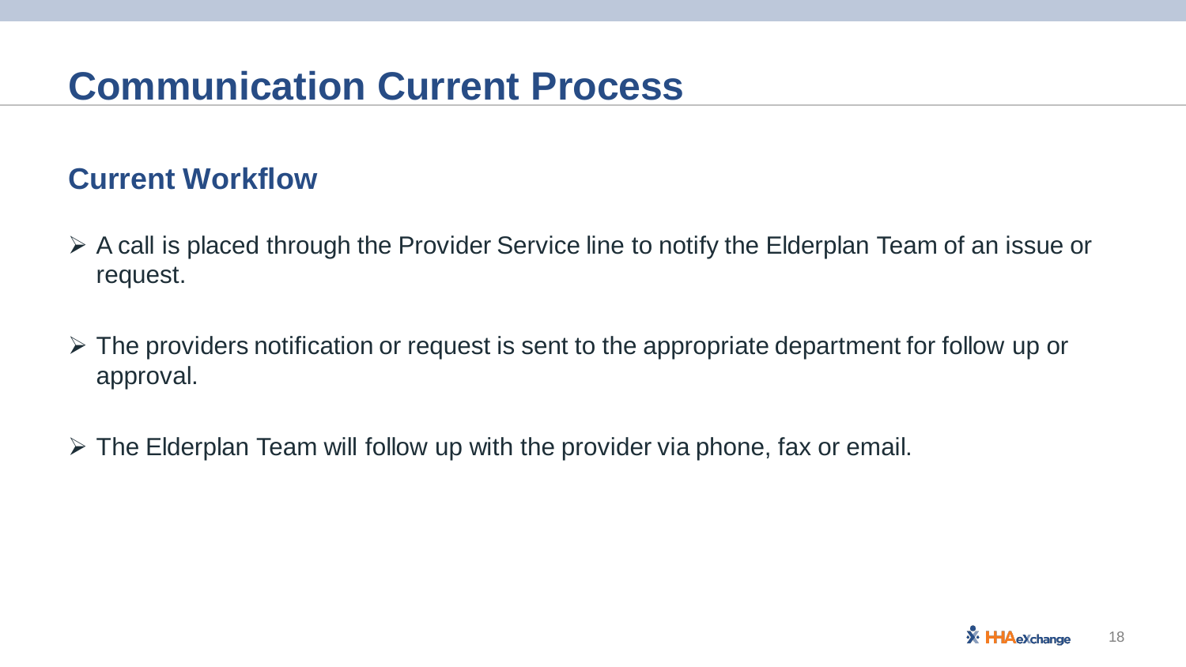# Communication Current Process

## Current Workflow

- A call is placed through the Provider Service line to notify the Elderplan Team of an issue or request.
- The providers notification or request is sent to the appropriate department for follow up or approval.
- The Elderplan Team will follow up with the provider via phone, fax or email.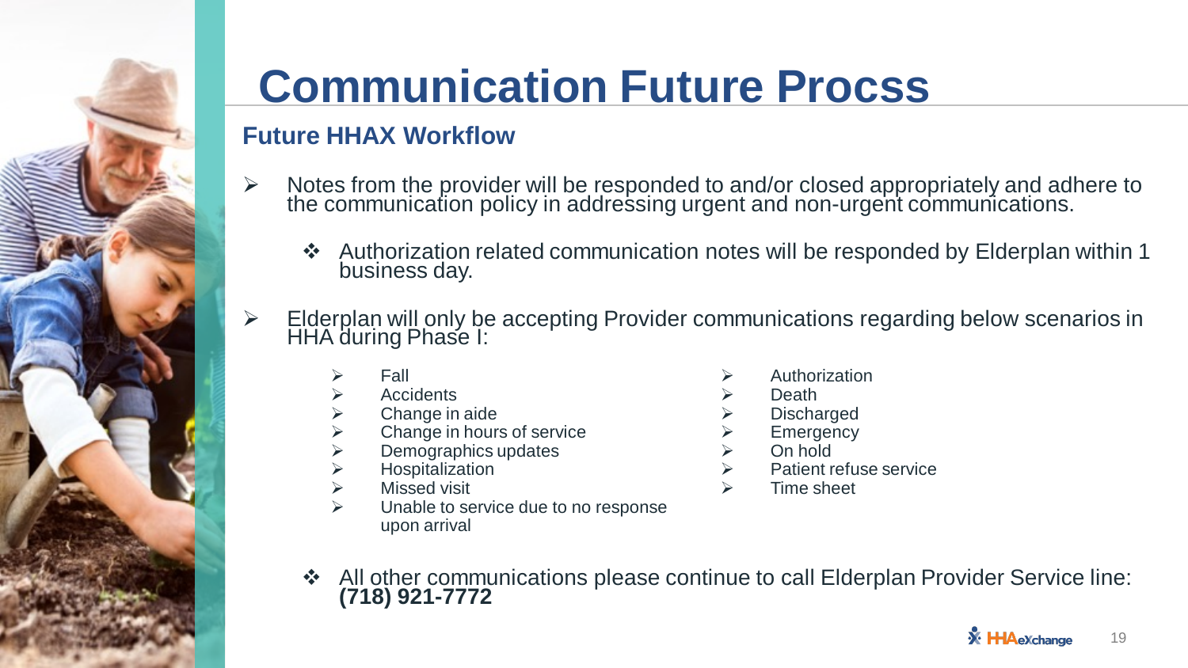# Communication Future Procss

## Future HHAX Workflow

- Notes from the provider will be responded to and/or closed appropriately and adhere to the communication policy in addressing urgent and non-urgent communications.
  - Authorization related communication notes will be responded by Elderplan within 1 business day.
- Elderplan will only be accepting Provider communications regarding below scenarios in HHA during Phase I:
  - Fall
  - Accidents
  - Change in aide
  - Change in hours of service
  - Demographics updates
  - Hospitalization
  - Missed visit
  - Unable to service due to no response upon arrival
  - Authorization
  - Death
  - Discharged
  - Emergency
  - On hold
  - Patient refuse service
  - Time sheet
  - All other communications please continue to call Elderplan Provider Service line: **(718) 921-7772**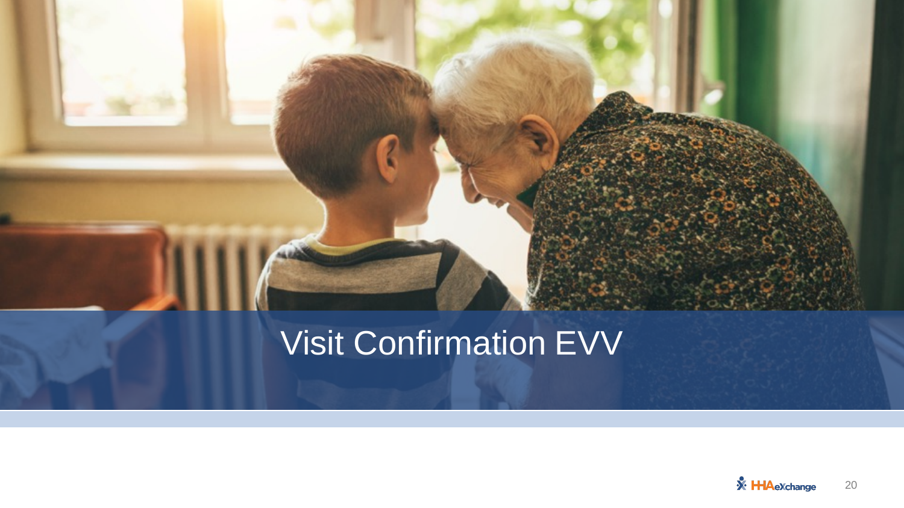# Visit Confirmation EVV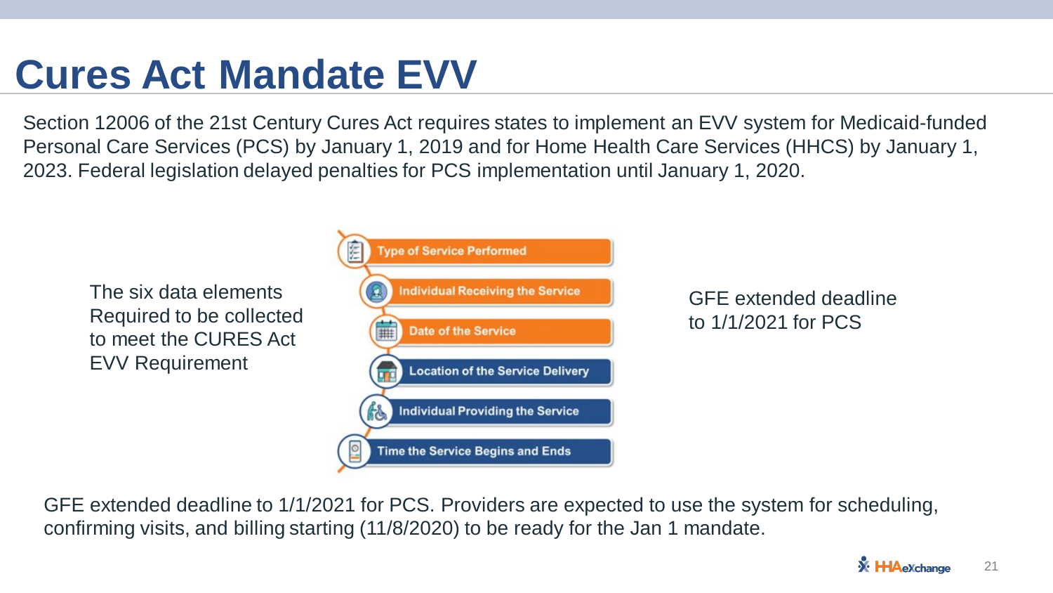# Cures Act Mandate EVV

Section 12006 of the 21st Century Cures Act requires states to implement an EVV system for Medicaid-funded Personal Care Services (PCS) by January 1, 2019 and for Home Health Care Services (HHCS) by January 1, 2023. Federal legislation delayed penalties for PCS implementation until January 1, 2020.

The six data elements Required to be collected to meet the CURES Act EVV Requirement

- Type of Service Performed
- Individual Receiving the Service
- Date of the Service
- Location of the Service Delivery
- Individual Providing the Service
- Time the Service Begins and Ends

GFE extended deadline to 1/1/2021 for PCS

GFE extended deadline to 1/1/2021 for PCS. Providers are expected to use the system for scheduling, confirming visits, and billing starting (11/8/2020) to be ready for the Jan 1 mandate.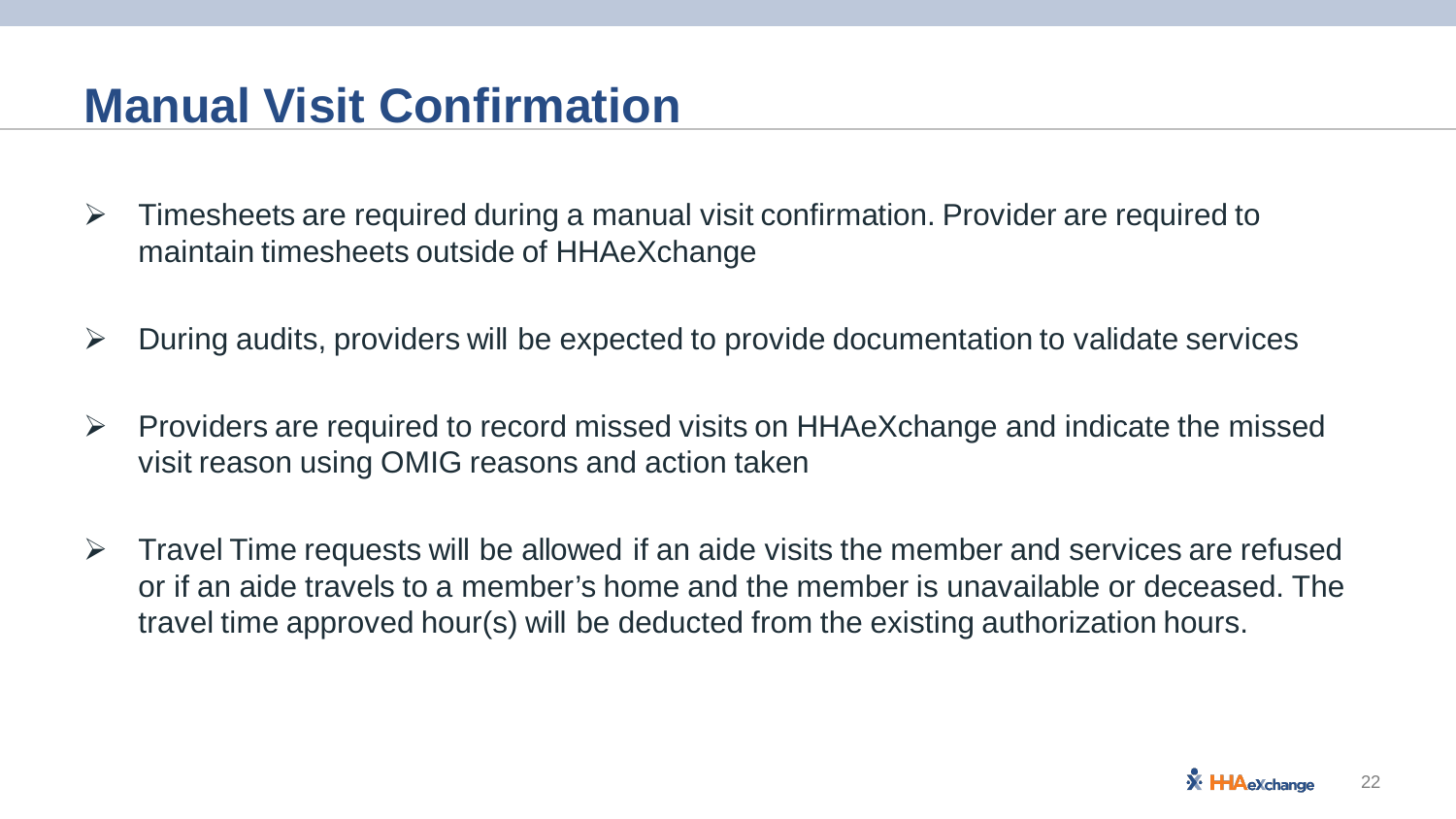# Manual Visit Confirmation

- Timesheets are required during a manual visit confirmation. Provider are required to maintain timesheets outside of HHAeXchange
- During audits, providers will be expected to provide documentation to validate services
- Providers are required to record missed visits on HHAeXchange and indicate the missed visit reason using OMIG reasons and action taken
- Travel Time requests will be allowed if an aide visits the member and services are refused or if an aide travels to a member's home and the member is unavailable or deceased. The travel time approved hour(s) will be deducted from the existing authorization hours.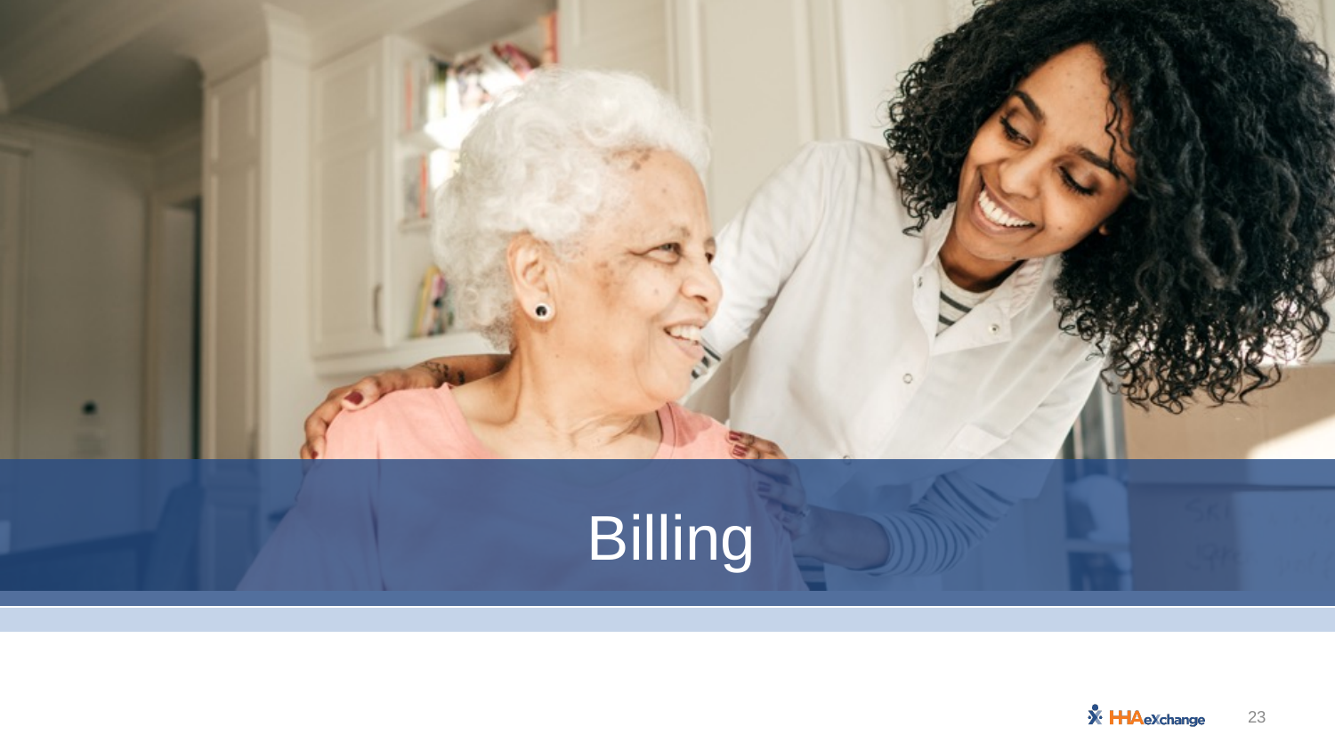# Billing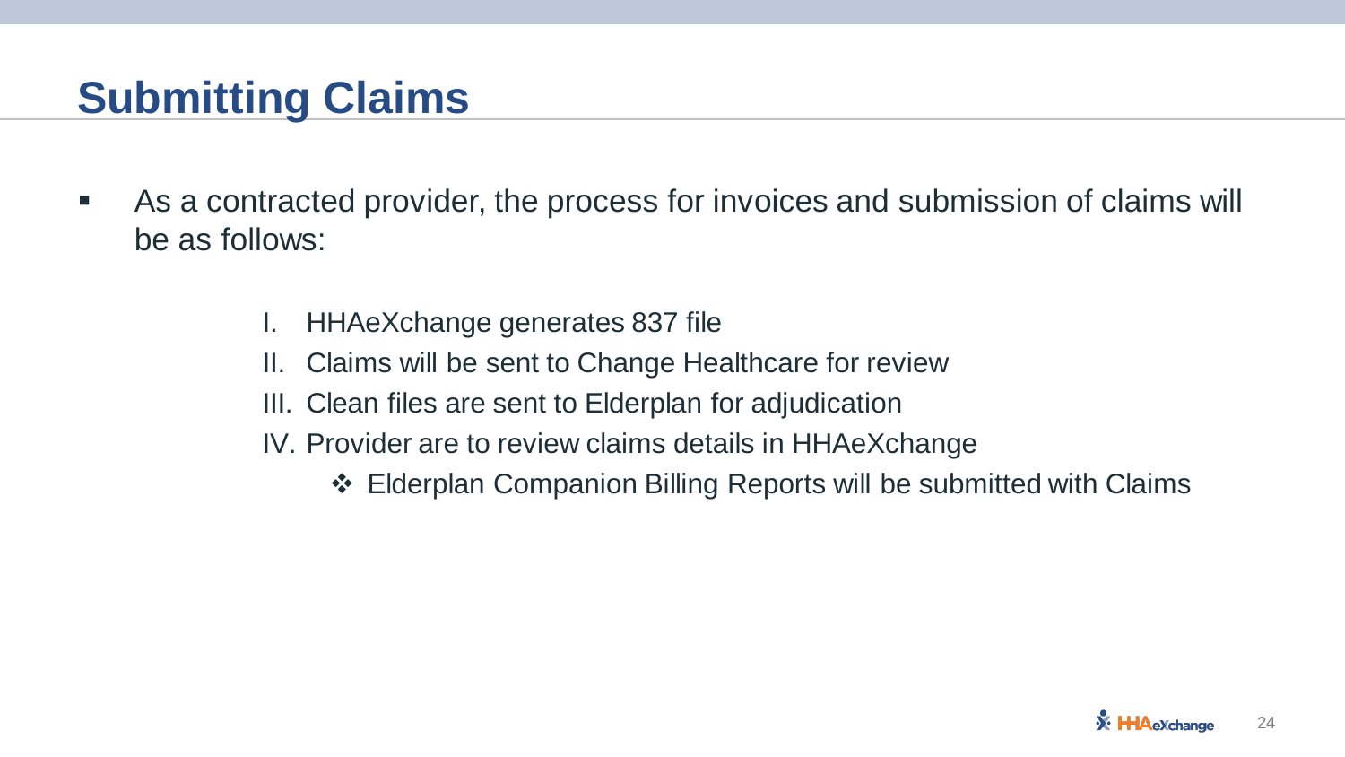# Submitting Claims

- As a contracted provider, the process for invoices and submission of claims will be as follows:

  I. HHAeXchange generates 837 file
  II. Claims will be sent to Change Healthcare for review
  III. Clean files are sent to Elderplan for adjudication
  IV. Provider are to review claims details in HHAeXchange
     - ❖ Elderplan Companion Billing Reports will be submitted with Claims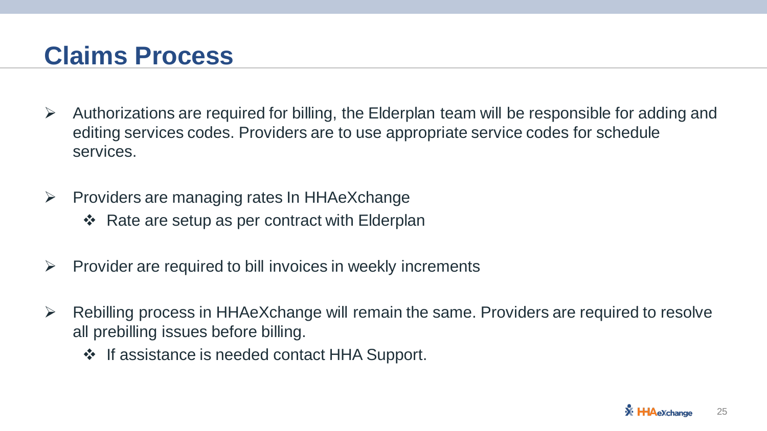# Claims Process

- Authorizations are required for billing, the Elderplan team will be responsible for adding and editing services codes. Providers are to use appropriate service codes for schedule services.

- Providers are managing rates In HHAeXchange
  - Rate are setup as per contract with Elderplan

- Provider are required to bill invoices in weekly increments

- Rebilling process in HHAeXchange will remain the same. Providers are required to resolve all prebilling issues before billing.
  - If assistance is needed contact HHA Support.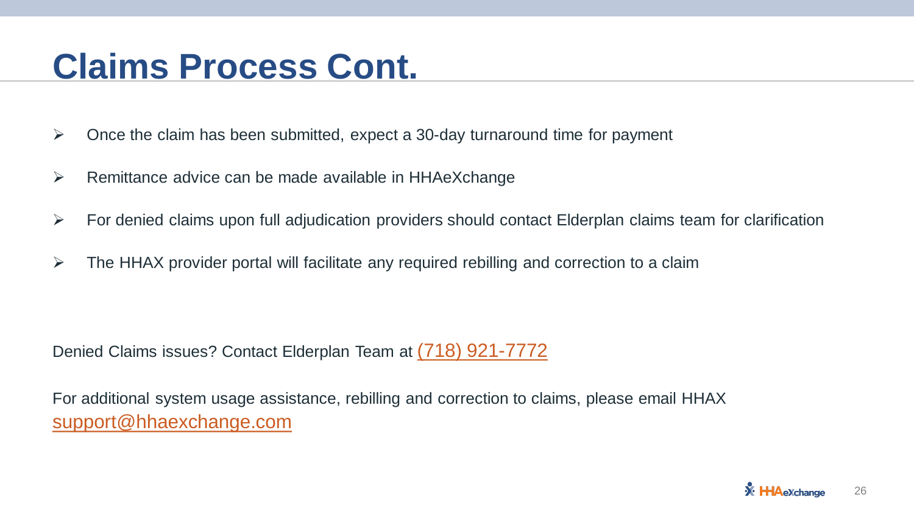# Claims Process Cont.

- Once the claim has been submitted, expect a 30-day turnaround time for payment
- Remittance advice can be made available in HHAeXchange
- For denied claims upon full adjudication providers should contact Elderplan claims team for clarification
- The HHAX provider portal will facilitate any required rebilling and correction to a claim

Denied Claims issues? Contact Elderplan Team at (718) 921-7772

For additional system usage assistance, rebilling and correction to claims, please email HHAX support@hhaexchange.com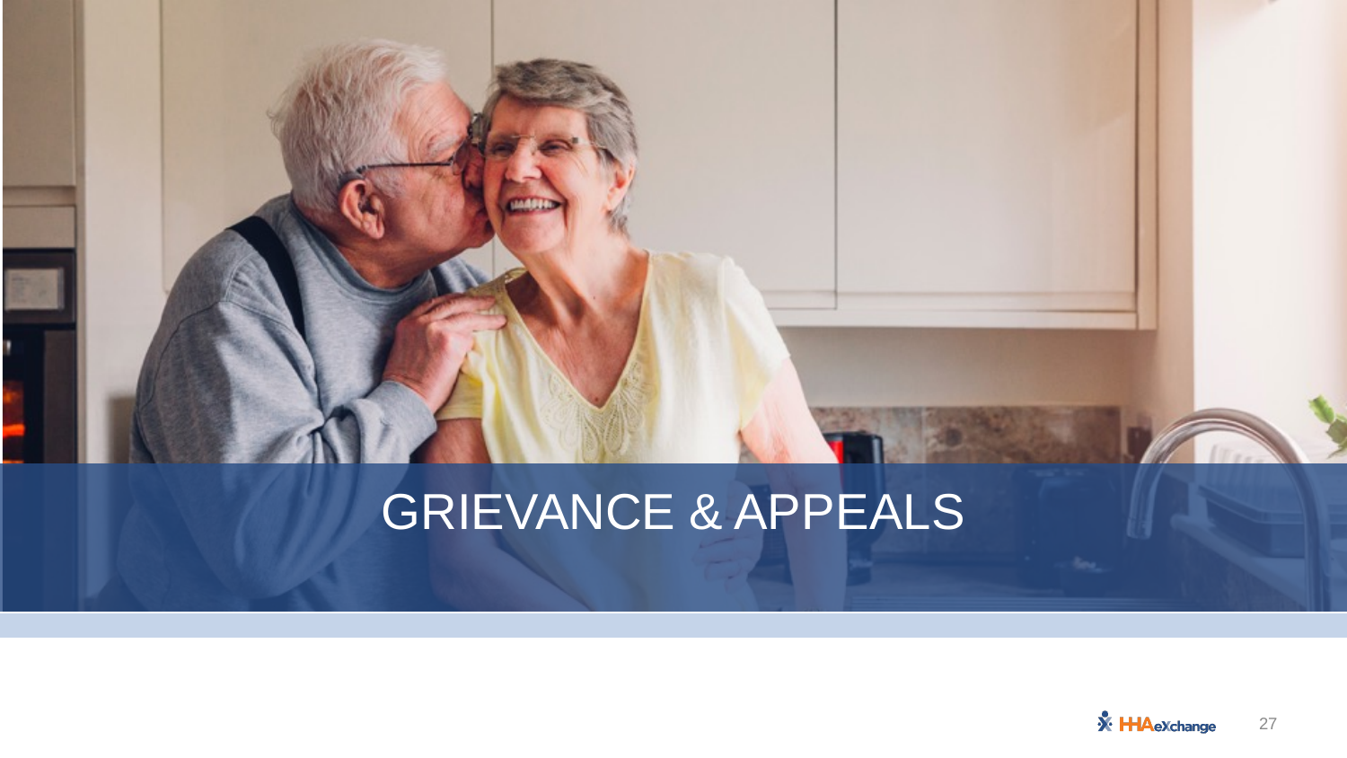# GRIEVANCE & APPEALS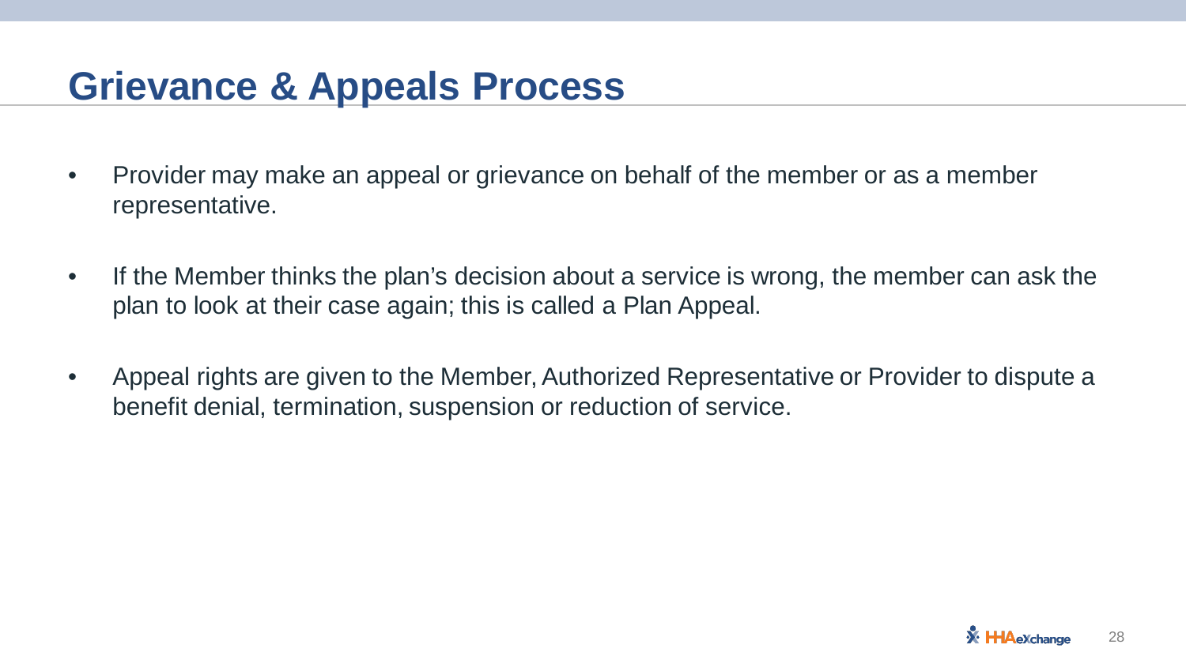# Grievance & Appeals Process

- Provider may make an appeal or grievance on behalf of the member or as a member representative.
- If the Member thinks the plan's decision about a service is wrong, the member can ask the plan to look at their case again; this is called a Plan Appeal.
- Appeal rights are given to the Member, Authorized Representative or Provider to dispute a benefit denial, termination, suspension or reduction of service.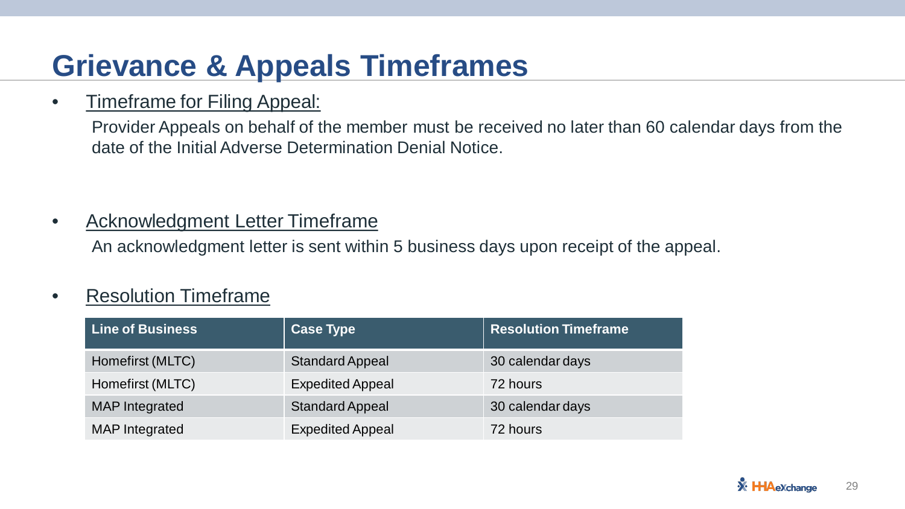# Grievance & Appeals Timeframes

- Timeframe for Filing Appeal:

  Provider Appeals on behalf of the member must be received no later than 60 calendar days from the date of the Initial Adverse Determination Denial Notice.

- Acknowledgment Letter Timeframe

  An acknowledgment letter is sent within 5 business days upon receipt of the appeal.

- Resolution Timeframe

| Line of Business | Case Type | Resolution Timeframe |
| --- | --- | --- |
| Homefirst (MLTC) | Standard Appeal | 30 calendar days |
| Homefirst (MLTC) | Expedited Appeal | 72 hours |
| MAP Integrated | Standard Appeal | 30 calendar days |
| MAP Integrated | Expedited Appeal | 72 hours |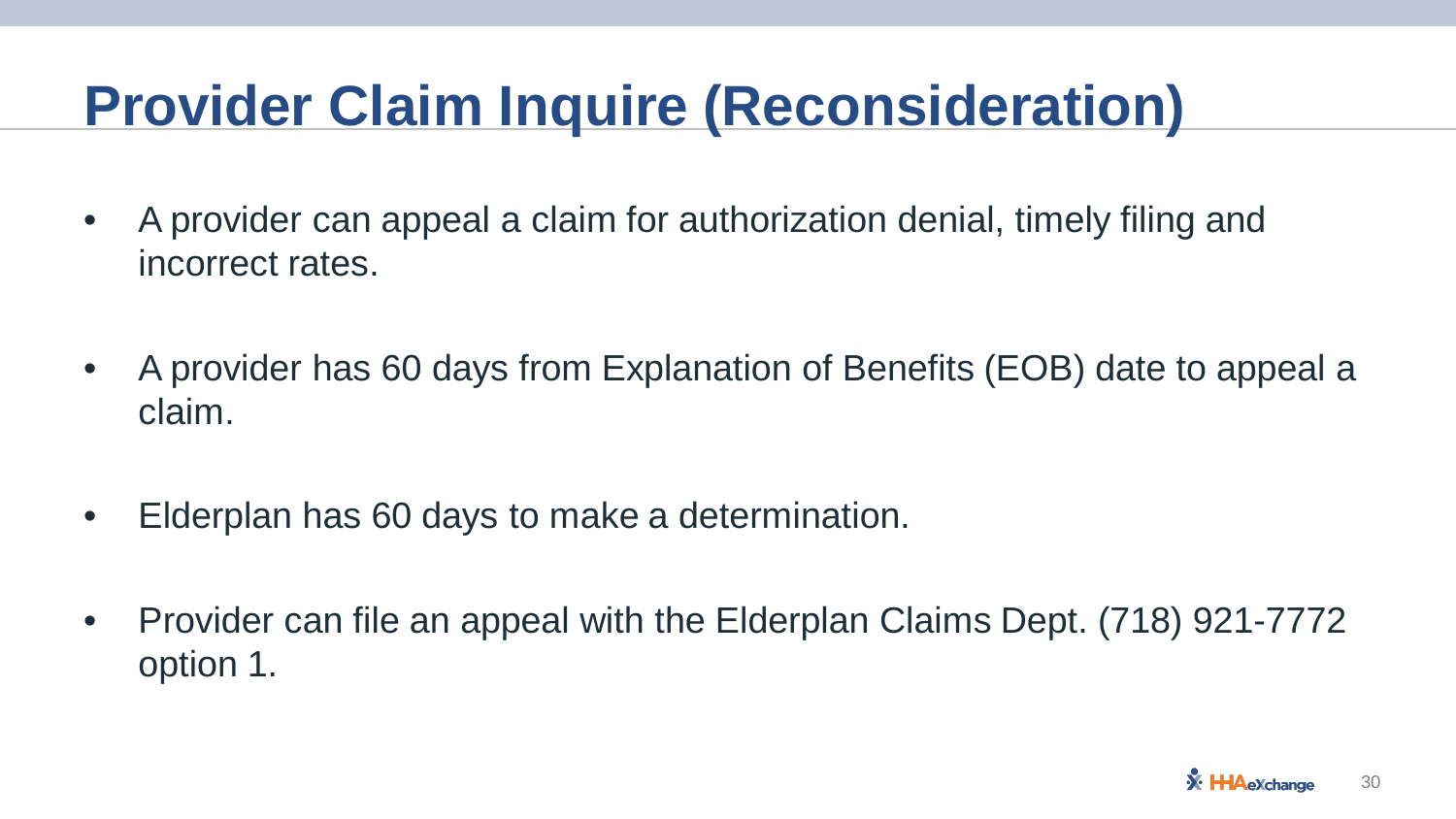# Provider Claim Inquire (Reconsideration)

- A provider can appeal a claim for authorization denial, timely filing and incorrect rates.
- A provider has 60 days from Explanation of Benefits (EOB) date to appeal a claim.
- Elderplan has 60 days to make a determination.
- Provider can file an appeal with the Elderplan Claims Dept. (718) 921-7772 option 1.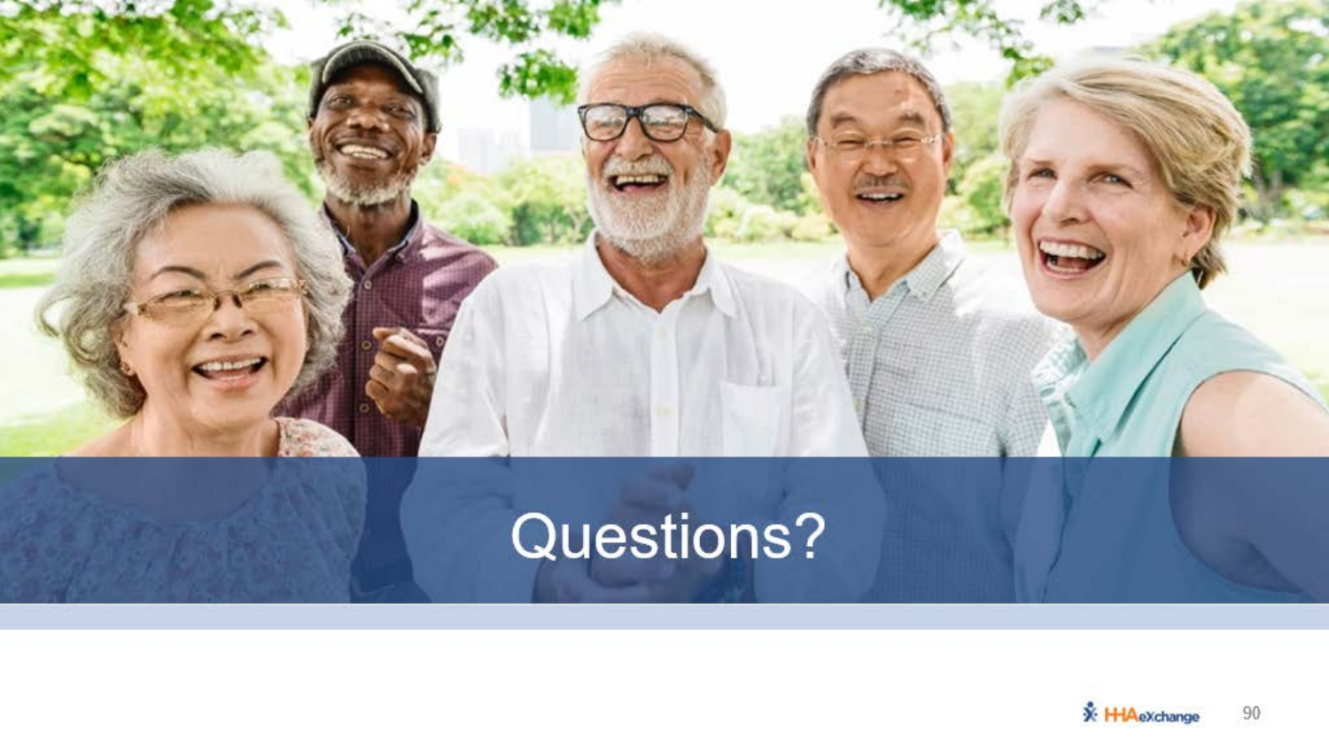# Questions?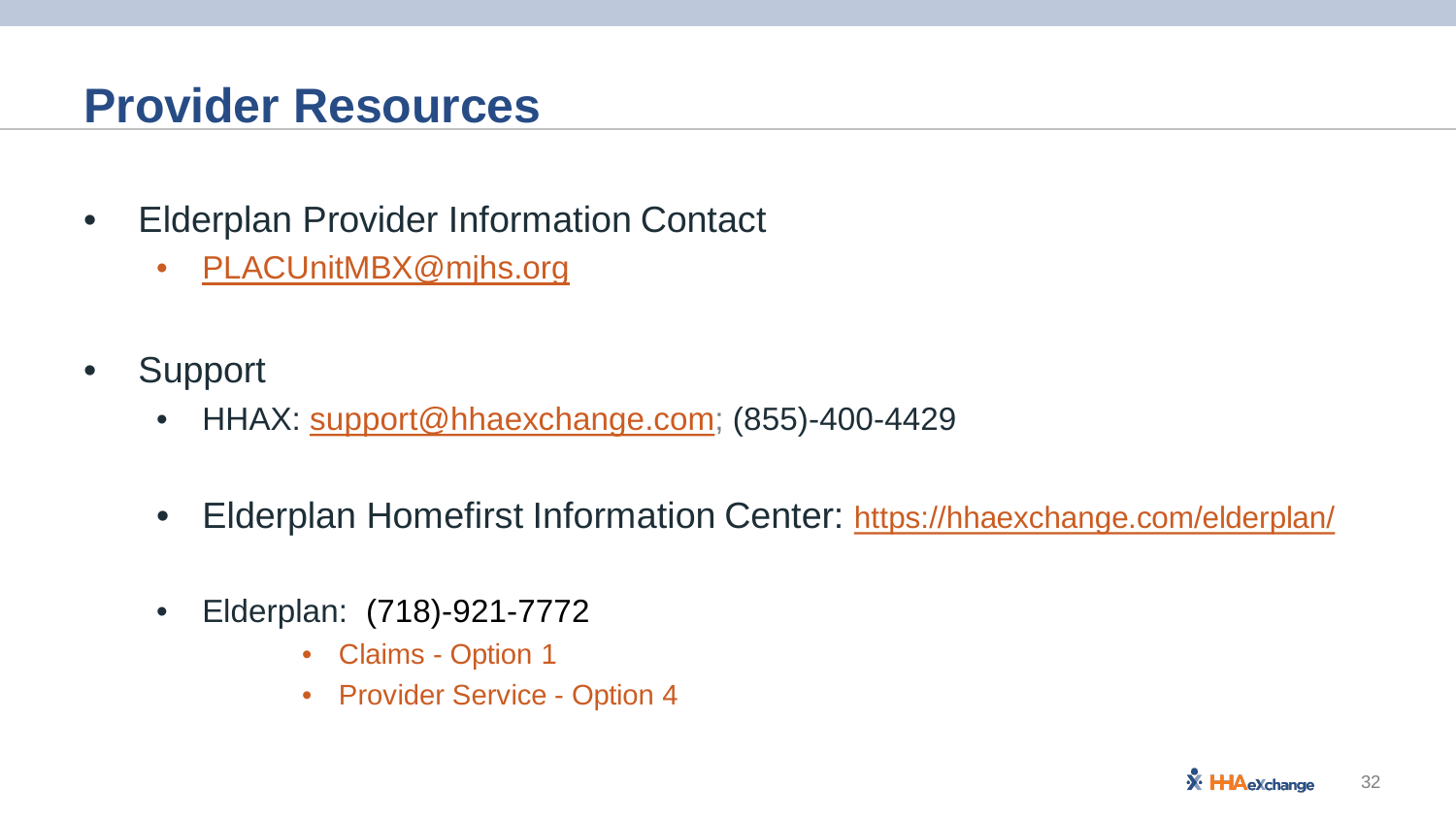# Provider Resources

- Elderplan Provider Information Contact
  - PLACUnitMBX@mjhs.org

- Support
  - HHAX: support@hhaexchange.com; (855)-400-4429

  - Elderplan Homefirst Information Center: https://hhaexchange.com/elderplan/

  - Elderplan: (718)-921-7772
    - Claims - Option 1
    - Provider Service - Option 4